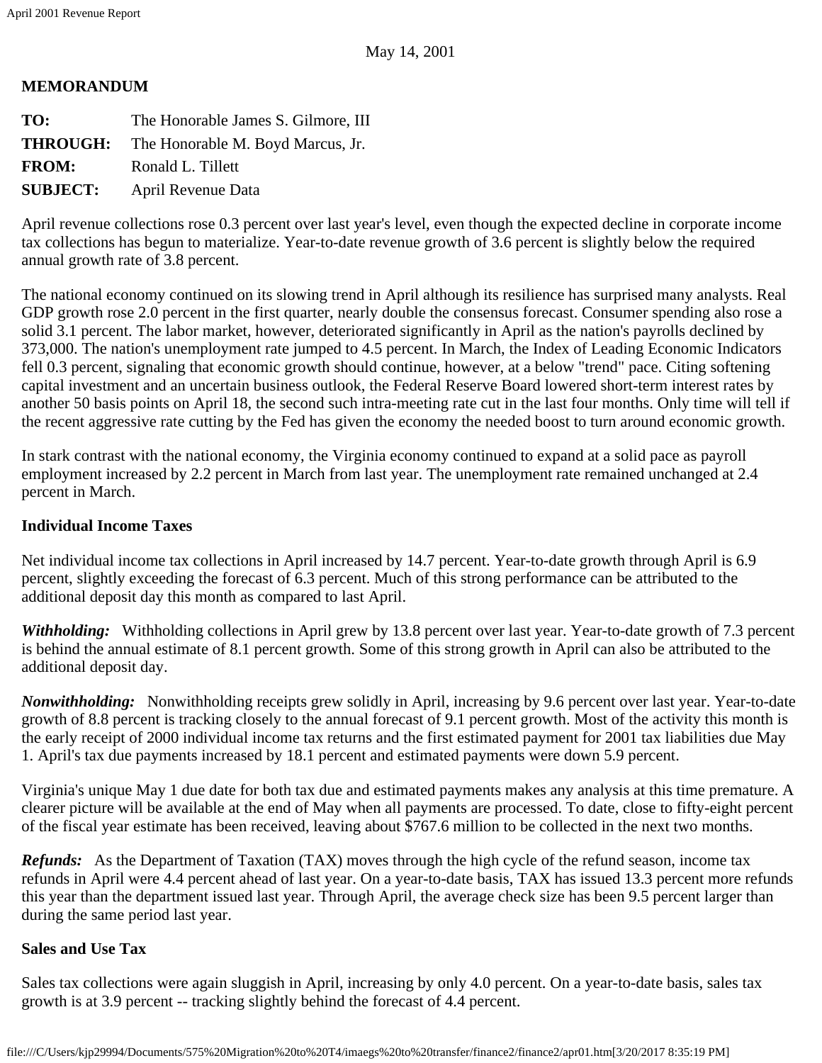May 14, 2001

**MEMORANDUM**

**TO:** The Honorable James S. Gilmore, III
**THROUGH:** The Honorable M. Boyd Marcus, Jr.
**FROM:** Ronald L. Tillett
**SUBJECT:** April Revenue Data

April revenue collections rose 0.3 percent over last year's level, even though the expected decline in corporate income tax collections has begun to materialize. Year-to-date revenue growth of 3.6 percent is slightly below the required annual growth rate of 3.8 percent.

The national economy continued on its slowing trend in April although its resilience has surprised many analysts. Real GDP growth rose 2.0 percent in the first quarter, nearly double the consensus forecast. Consumer spending also rose a solid 3.1 percent. The labor market, however, deteriorated significantly in April as the nation's payrolls declined by 373,000. The nation's unemployment rate jumped to 4.5 percent. In March, the Index of Leading Economic Indicators fell 0.3 percent, signaling that economic growth should continue, however, at a below "trend" pace. Citing softening capital investment and an uncertain business outlook, the Federal Reserve Board lowered short-term interest rates by another 50 basis points on April 18, the second such intra-meeting rate cut in the last four months. Only time will tell if the recent aggressive rate cutting by the Fed has given the economy the needed boost to turn around economic growth.

In stark contrast with the national economy, the Virginia economy continued to expand at a solid pace as payroll employment increased by 2.2 percent in March from last year. The unemployment rate remained unchanged at 2.4 percent in March.

### Individual Income Taxes

Net individual income tax collections in April increased by 14.7 percent. Year-to-date growth through April is 6.9 percent, slightly exceeding the forecast of 6.3 percent. Much of this strong performance can be attributed to the additional deposit day this month as compared to last April.

***Withholding:*** Withholding collections in April grew by 13.8 percent over last year. Year-to-date growth of 7.3 percent is behind the annual estimate of 8.1 percent growth. Some of this strong growth in April can also be attributed to the additional deposit day.

***Nonwithholding:*** Nonwithholding receipts grew solidly in April, increasing by 9.6 percent over last year. Year-to-date growth of 8.8 percent is tracking closely to the annual forecast of 9.1 percent growth. Most of the activity this month is the early receipt of 2000 individual income tax returns and the first estimated payment for 2001 tax liabilities due May 1. April's tax due payments increased by 18.1 percent and estimated payments were down 5.9 percent.

Virginia's unique May 1 due date for both tax due and estimated payments makes any analysis at this time premature. A clearer picture will be available at the end of May when all payments are processed. To date, close to fifty-eight percent of the fiscal year estimate has been received, leaving about $767.6 million to be collected in the next two months.

***Refunds:*** As the Department of Taxation (TAX) moves through the high cycle of the refund season, income tax refunds in April were 4.4 percent ahead of last year. On a year-to-date basis, TAX has issued 13.3 percent more refunds this year than the department issued last year. Through April, the average check size has been 9.5 percent larger than during the same period last year.

### Sales and Use Tax

Sales tax collections were again sluggish in April, increasing by only 4.0 percent. On a year-to-date basis, sales tax growth is at 3.9 percent -- tracking slightly behind the forecast of 4.4 percent.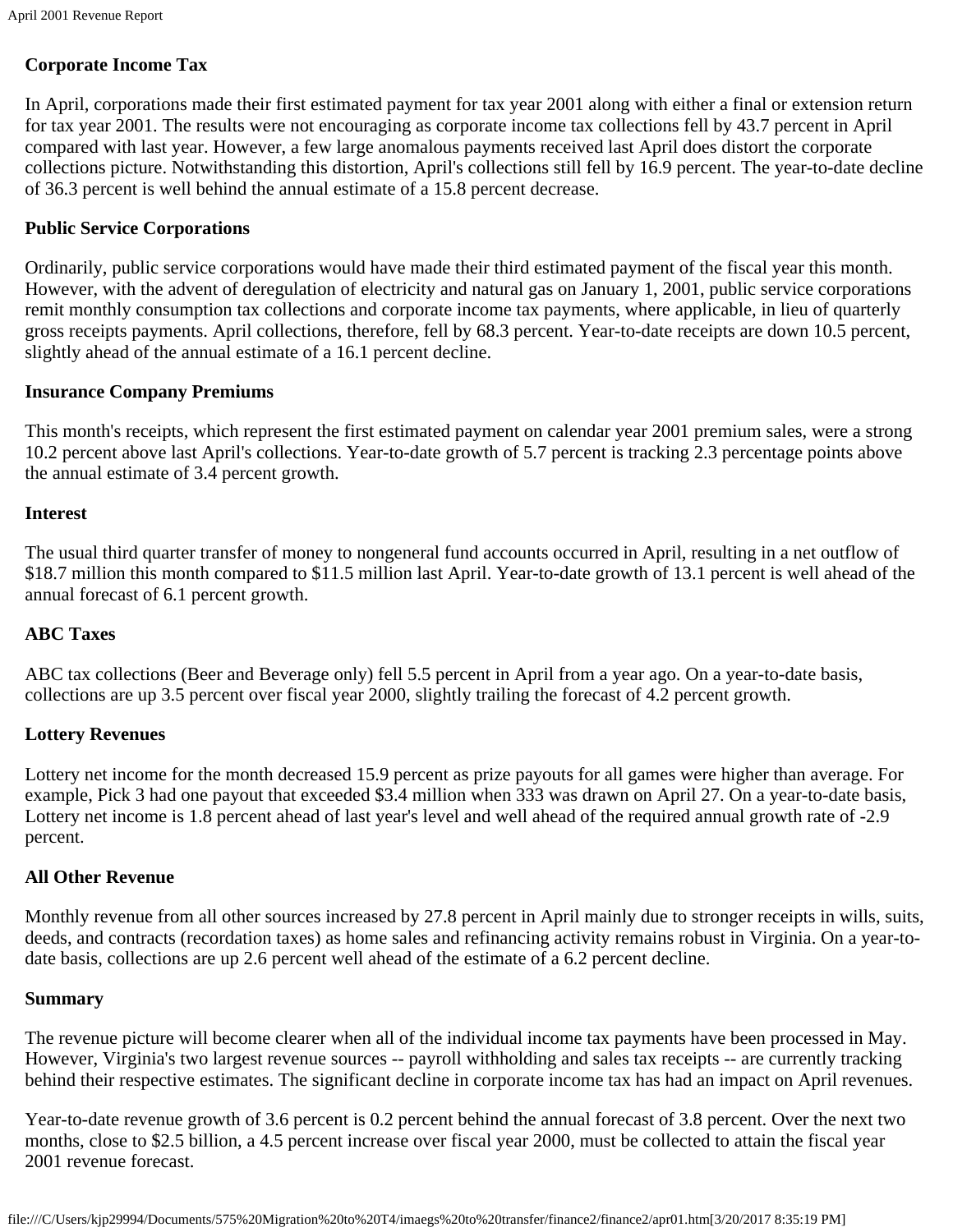**Corporate Income Tax**

In April, corporations made their first estimated payment for tax year 2001 along with either a final or extension return for tax year 2001. The results were not encouraging as corporate income tax collections fell by 43.7 percent in April compared with last year. However, a few large anomalous payments received last April does distort the corporate collections picture. Notwithstanding this distortion, April's collections still fell by 16.9 percent. The year-to-date decline of 36.3 percent is well behind the annual estimate of a 15.8 percent decrease.

**Public Service Corporations**

Ordinarily, public service corporations would have made their third estimated payment of the fiscal year this month. However, with the advent of deregulation of electricity and natural gas on January 1, 2001, public service corporations remit monthly consumption tax collections and corporate income tax payments, where applicable, in lieu of quarterly gross receipts payments. April collections, therefore, fell by 68.3 percent. Year-to-date receipts are down 10.5 percent, slightly ahead of the annual estimate of a 16.1 percent decline.

**Insurance Company Premiums**

This month's receipts, which represent the first estimated payment on calendar year 2001 premium sales, were a strong 10.2 percent above last April's collections. Year-to-date growth of 5.7 percent is tracking 2.3 percentage points above the annual estimate of 3.4 percent growth.

**Interest**

The usual third quarter transfer of money to nongeneral fund accounts occurred in April, resulting in a net outflow of $18.7 million this month compared to $11.5 million last April. Year-to-date growth of 13.1 percent is well ahead of the annual forecast of 6.1 percent growth.

**ABC Taxes**

ABC tax collections (Beer and Beverage only) fell 5.5 percent in April from a year ago. On a year-to-date basis, collections are up 3.5 percent over fiscal year 2000, slightly trailing the forecast of 4.2 percent growth.

**Lottery Revenues**

Lottery net income for the month decreased 15.9 percent as prize payouts for all games were higher than average. For example, Pick 3 had one payout that exceeded $3.4 million when 333 was drawn on April 27. On a year-to-date basis, Lottery net income is 1.8 percent ahead of last year's level and well ahead of the required annual growth rate of -2.9 percent.

**All Other Revenue**

Monthly revenue from all other sources increased by 27.8 percent in April mainly due to stronger receipts in wills, suits, deeds, and contracts (recordation taxes) as home sales and refinancing activity remains robust in Virginia. On a year-to-date basis, collections are up 2.6 percent well ahead of the estimate of a 6.2 percent decline.

**Summary**

The revenue picture will become clearer when all of the individual income tax payments have been processed in May. However, Virginia's two largest revenue sources -- payroll withholding and sales tax receipts -- are currently tracking behind their respective estimates. The significant decline in corporate income tax has had an impact on April revenues.

Year-to-date revenue growth of 3.6 percent is 0.2 percent behind the annual forecast of 3.8 percent. Over the next two months, close to $2.5 billion, a 4.5 percent increase over fiscal year 2000, must be collected to attain the fiscal year 2001 revenue forecast.